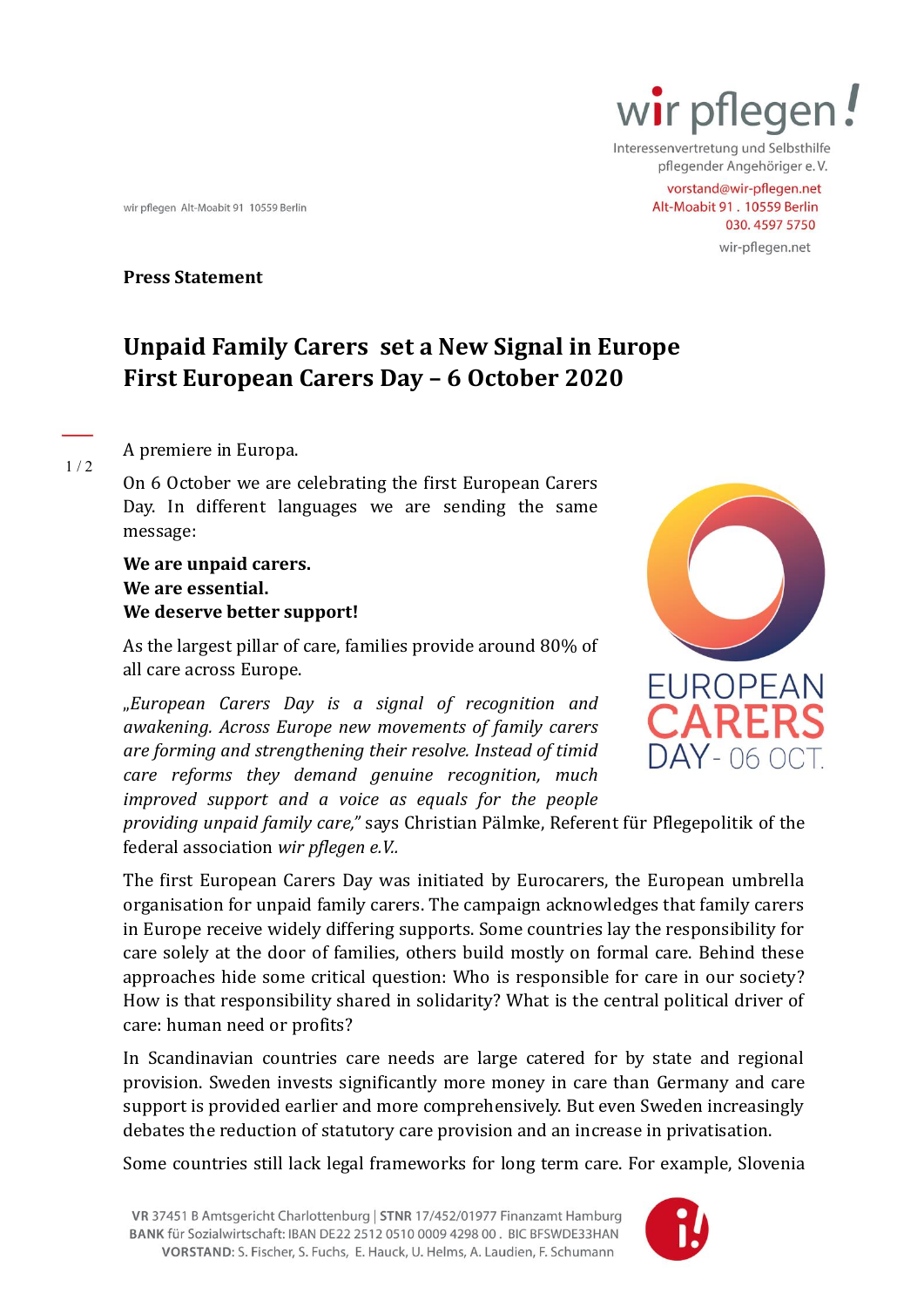wir pflegen!

Interessenvertretung und Selbsthilfe pflegender Angehöriger e. V.

vorstand@wir-pflegen.net
Alt-Moabit 91 . 10559 Berlin
030. 4597 5750
wir-pflegen.net

wir pflegen Alt-Moabit 91 10559 Berlin

**Press Statement**

# Unpaid Family Carers set a New Signal in Europe
# First European Carers Day – 6 October 2020

A premiere in Europa.

On 6 October we are celebrating the first European Carers Day. In different languages we are sending the same message:

**We are unpaid carers.**
**We are essential.**
**We deserve better support!**

As the largest pillar of care, families provide around 80% of all care across Europe.

„*European Carers Day is a signal of recognition and awakening. Across Europe new movements of family carers are forming and strengthening their resolve. Instead of timid care reforms they demand genuine recognition, much improved support and a voice as equals for the people providing unpaid family care,"* says Christian Pälmke, Referent für Pflegepolitik of the federal association *wir pflegen e.V.*.

The first European Carers Day was initiated by Eurocarers, the European umbrella organisation for unpaid family carers. The campaign acknowledges that family carers in Europe receive widely differing supports. Some countries lay the responsibility for care solely at the door of families, others build mostly on formal care. Behind these approaches hide some critical question: Who is responsible for care in our society? How is that responsibility shared in solidarity? What is the central political driver of care: human need or profits?

In Scandinavian countries care needs are large catered for by state and regional provision. Sweden invests significantly more money in care than Germany and care support is provided earlier and more comprehensively. But even Sweden increasingly debates the reduction of statutory care provision and an increase in privatisation.

Some countries still lack legal frameworks for long term care. For example, Slovenia

VR 37451 B Amtsgericht Charlottenburg | STNR 17/452/01977 Finanzamt Hamburg
BANK für Sozialwirtschaft: IBAN DE22 2512 0510 0009 4298 00 . BIC BFSWDE33HAN
VORSTAND: S. Fischer, S. Fuchs, E. Hauck, U. Helms, A. Laudien, F. Schumann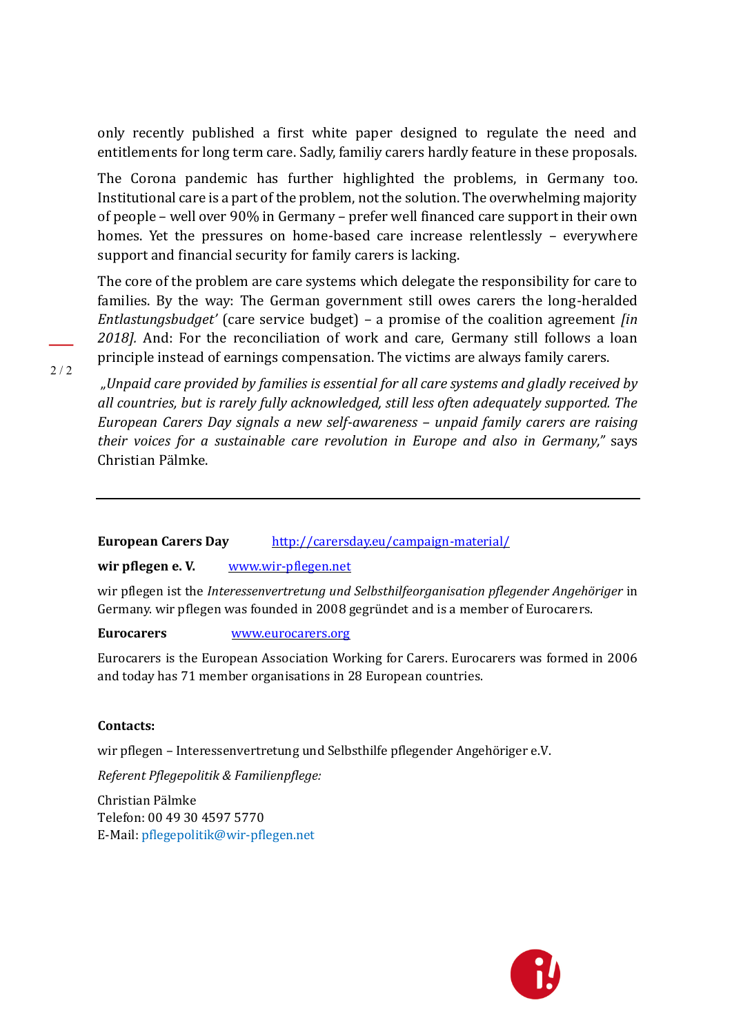only recently published a first white paper designed to regulate the need and entitlements for long term care. Sadly, familiy carers hardly feature in these proposals.

The Corona pandemic has further highlighted the problems, in Germany too. Institutional care is a part of the problem, not the solution. The overwhelming majority of people – well over 90% in Germany – prefer well financed care support in their own homes. Yet the pressures on home-based care increase relentlessly – everywhere support and financial security for family carers is lacking.

The core of the problem are care systems which delegate the responsibility for care to families. By the way: The German government still owes carers the long-heralded *Entlastungsbudget'* (care service budget) – a promise of the coalition agreement *[in 2018].* And: For the reconciliation of work and care, Germany still follows a loan principle instead of earnings compensation. The victims are always family carers.

*„Unpaid care provided by families is essential for all care systems and gladly received by all countries, but is rarely fully acknowledged, still less often adequately supported. The European Carers Day signals a new self-awareness – unpaid family carers are raising their voices for a sustainable care revolution in Europe and also in Germany,"* says Christian Pälmke.

---

**European Carers Day** http://carersday.eu/campaign-material/

**wir pflegen e. V.** www.wir-pflegen.net

wir pflegen ist the *Interessenvertretung und Selbsthilfeorganisation pflegender Angehöriger* in Germany. wir pflegen was founded in 2008 gegründet and is a member of Eurocarers.

**Eurocarers** www.eurocarers.org

Eurocarers is the European Association Working for Carers. Eurocarers was formed in 2006 and today has 71 member organisations in 28 European countries.

**Contacts:**

wir pflegen – Interessenvertretung und Selbsthilfe pflegender Angehöriger e.V.

*Referent Pflegepolitik & Familienpflege:*

Christian Pälmke
Telefon: 00 49 30 4597 5770
E-Mail: pflegepolitik@wir-pflegen.net